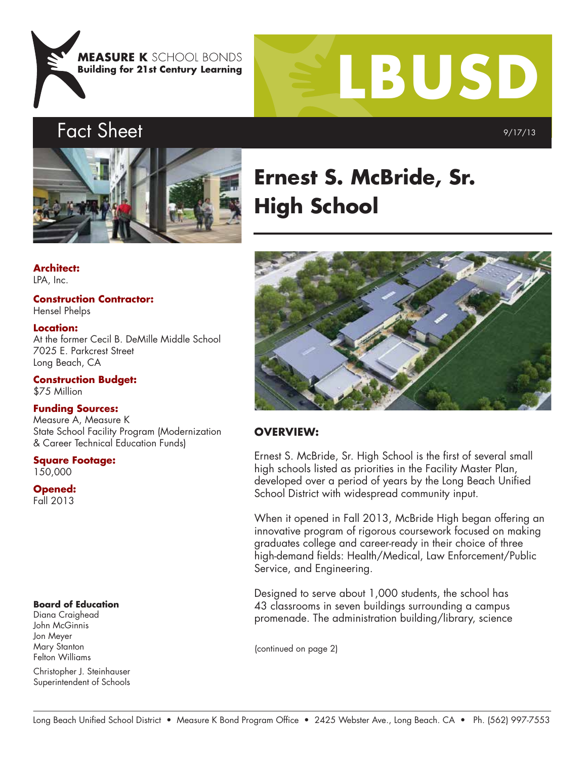MEASURE K SCHOOL BONDS
Building for 21st Century Learning

LBUSD

# Fact Sheet

9/17/13

# Ernest S. McBride, Sr. High School

**Architect:**
LPA, Inc.

**Construction Contractor:**
Hensel Phelps

**Location:**
At the former Cecil B. DeMille Middle School
7025 E. Parkcrest Street
Long Beach, CA

**Construction Budget:**
$75 Million

**Funding Sources:**
Measure A, Measure K
State School Facility Program (Modernization & Career Technical Education Funds)

**Square Footage:**
150,000

**Opened:**
Fall 2013

## OVERVIEW:

Ernest S. McBride, Sr. High School is the first of several small high schools listed as priorities in the Facility Master Plan, developed over a period of years by the Long Beach Unified School District with widespread community input.

When it opened in Fall 2013, McBride High began offering an innovative program of rigorous coursework focused on making graduates college and career-ready in their choice of three high-demand fields: Health/Medical, Law Enforcement/Public Service, and Engineering.

Designed to serve about 1,000 students, the school has 43 classrooms in seven buildings surrounding a campus promenade. The administration building/library, science

(continued on page 2)

**Board of Education**
Diana Craighead
John McGinnis
Jon Meyer
Mary Stanton
Felton Williams

Christopher J. Steinhauser
Superintendent of Schools

Long Beach Unified School District • Measure K Bond Program Office • 2425 Webster Ave., Long Beach. CA • Ph. (562) 997-7553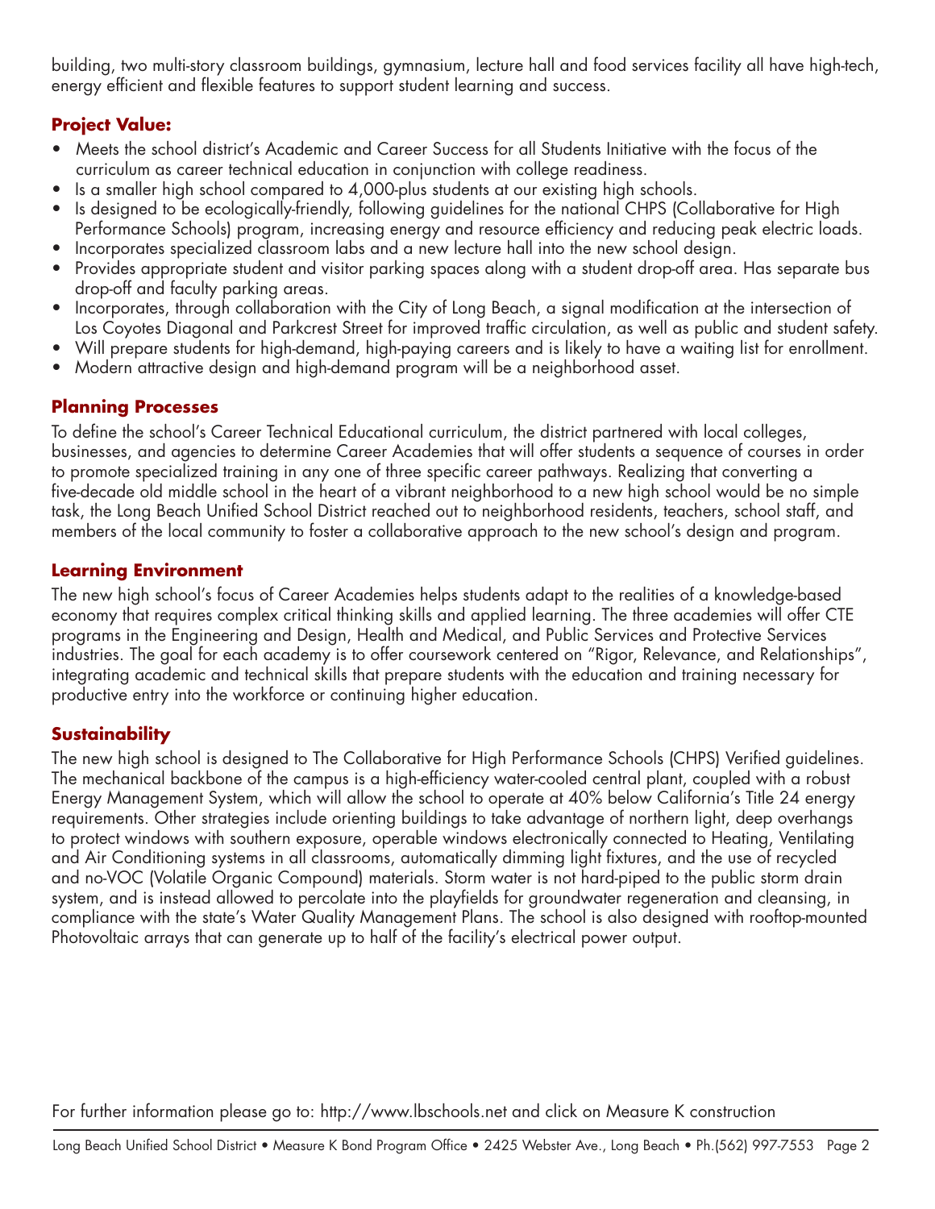building, two multi-story classroom buildings, gymnasium, lecture hall and food services facility all have high-tech, energy efficient and flexible features to support student learning and success.

## Project Value:

- Meets the school district's Academic and Career Success for all Students Initiative with the focus of the curriculum as career technical education in conjunction with college readiness.
- Is a smaller high school compared to 4,000-plus students at our existing high schools.
- Is designed to be ecologically-friendly, following guidelines for the national CHPS (Collaborative for High Performance Schools) program, increasing energy and resource efficiency and reducing peak electric loads.
- Incorporates specialized classroom labs and a new lecture hall into the new school design.
- Provides appropriate student and visitor parking spaces along with a student drop-off area. Has separate bus drop-off and faculty parking areas.
- Incorporates, through collaboration with the City of Long Beach, a signal modification at the intersection of Los Coyotes Diagonal and Parkcrest Street for improved traffic circulation, as well as public and student safety.
- Will prepare students for high-demand, high-paying careers and is likely to have a waiting list for enrollment.
- Modern attractive design and high-demand program will be a neighborhood asset.

## Planning Processes

To define the school's Career Technical Educational curriculum, the district partnered with local colleges, businesses, and agencies to determine Career Academies that will offer students a sequence of courses in order to promote specialized training in any one of three specific career pathways. Realizing that converting a five-decade old middle school in the heart of a vibrant neighborhood to a new high school would be no simple task, the Long Beach Unified School District reached out to neighborhood residents, teachers, school staff, and members of the local community to foster a collaborative approach to the new school's design and program.

## Learning Environment

The new high school's focus of Career Academies helps students adapt to the realities of a knowledge-based economy that requires complex critical thinking skills and applied learning. The three academies will offer CTE programs in the Engineering and Design, Health and Medical, and Public Services and Protective Services industries. The goal for each academy is to offer coursework centered on "Rigor, Relevance, and Relationships", integrating academic and technical skills that prepare students with the education and training necessary for productive entry into the workforce or continuing higher education.

## Sustainability

The new high school is designed to The Collaborative for High Performance Schools (CHPS) Verified guidelines. The mechanical backbone of the campus is a high-efficiency water-cooled central plant, coupled with a robust Energy Management System, which will allow the school to operate at 40% below California's Title 24 energy requirements. Other strategies include orienting buildings to take advantage of northern light, deep overhangs to protect windows with southern exposure, operable windows electronically connected to Heating, Ventilating and Air Conditioning systems in all classrooms, automatically dimming light fixtures, and the use of recycled and no-VOC (Volatile Organic Compound) materials. Storm water is not hard-piped to the public storm drain system, and is instead allowed to percolate into the playfields for groundwater regeneration and cleansing, in compliance with the state's Water Quality Management Plans. The school is also designed with rooftop-mounted Photovoltaic arrays that can generate up to half of the facility's electrical power output.

For further information please go to: http://www.lbschools.net and click on Measure K construction

Long Beach Unified School District • Measure K Bond Program Office • 2425 Webster Ave., Long Beach • Ph.(562) 997-7553